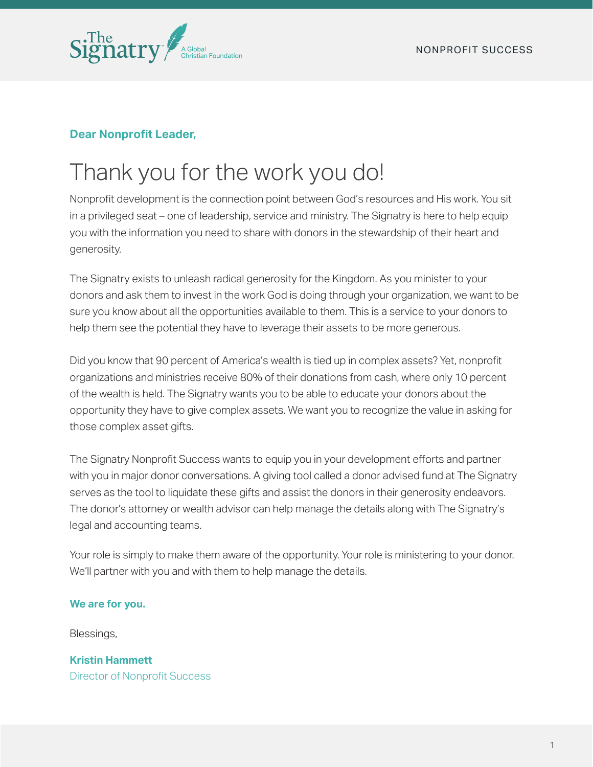**Dear Nonprofit Leader,**

# Thank you for the work you do!

Nonprofit development is the connection point between God's resources and His work. You sit in a privileged seat – one of leadership, service and ministry. The Signatry is here to help equip you with the information you need to share with donors in the stewardship of their heart and generosity.

The Signatry exists to unleash radical generosity for the Kingdom. As you minister to your donors and ask them to invest in the work God is doing through your organization, we want to be sure you know about all the opportunities available to them. This is a service to your donors to help them see the potential they have to leverage their assets to be more generous.

Did you know that 90 percent of America's wealth is tied up in complex assets? Yet, nonprofit organizations and ministries receive 80% of their donations from cash, where only 10 percent of the wealth is held. The Signatry wants you to be able to educate your donors about the opportunity they have to give complex assets. We want you to recognize the value in asking for those complex asset gifts.

The Signatry Nonprofit Success wants to equip you in your development efforts and partner with you in major donor conversations. A giving tool called a donor advised fund at The Signatry serves as the tool to liquidate these gifts and assist the donors in their generosity endeavors. The donor's attorney or wealth advisor can help manage the details along with The Signatry's legal and accounting teams.

Your role is simply to make them aware of the opportunity. Your role is ministering to your donor. We'll partner with you and with them to help manage the details.

**We are for you.**

Blessings,

**Kristin Hammett**
Director of Nonprofit Success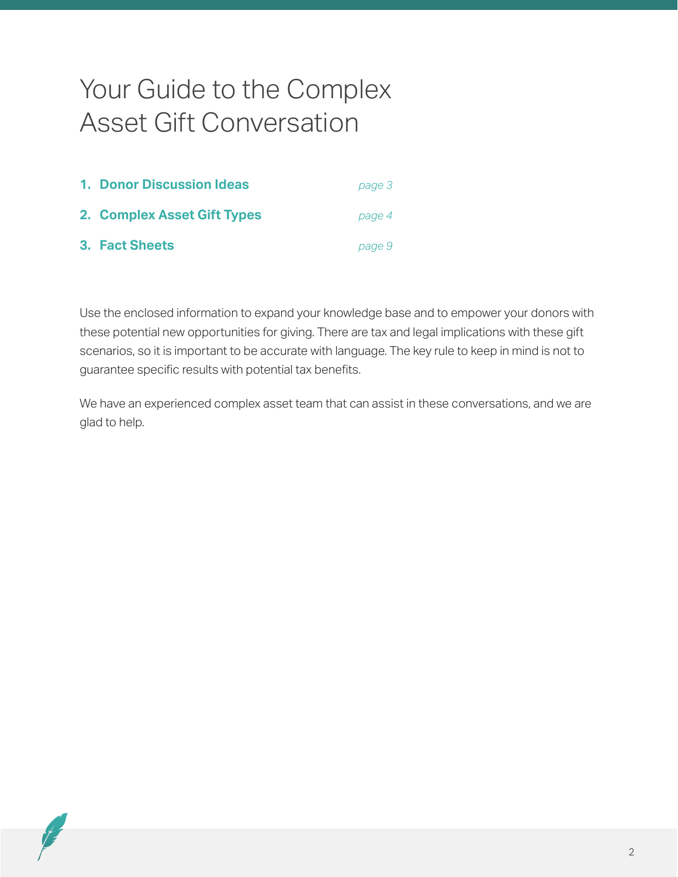# Your Guide to the Complex Asset Gift Conversation

1. **Donor Discussion Ideas** *page 3*
2. **Complex Asset Gift Types** *page 4*
3. **Fact Sheets** *page 9*

Use the enclosed information to expand your knowledge base and to empower your donors with these potential new opportunities for giving. There are tax and legal implications with these gift scenarios, so it is important to be accurate with language. The key rule to keep in mind is not to guarantee specific results with potential tax benefits.

We have an experienced complex asset team that can assist in these conversations, and we are glad to help.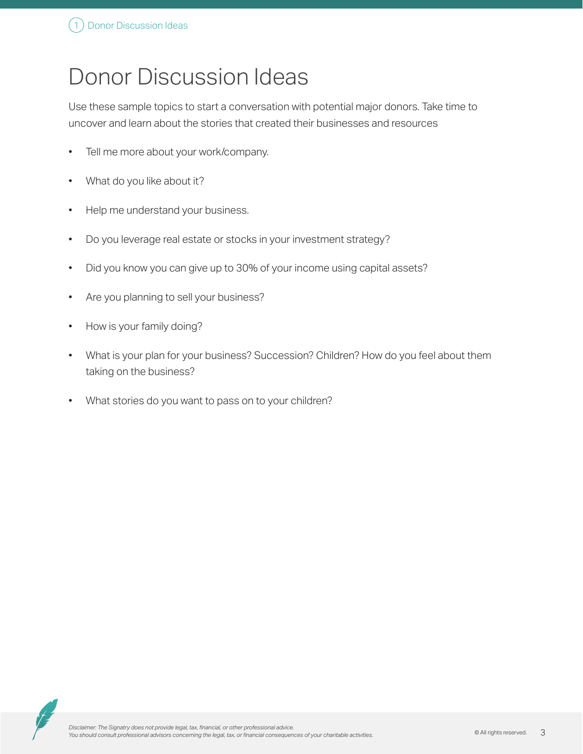# Donor Discussion Ideas

Use these sample topics to start a conversation with potential major donors. Take time to uncover and learn about the stories that created their businesses and resources

- Tell me more about your work/company.
- What do you like about it?
- Help me understand your business.
- Do you leverage real estate or stocks in your investment strategy?
- Did you know you can give up to 30% of your income using capital assets?
- Are you planning to sell your business?
- How is your family doing?
- What is your plan for your business? Succession? Children? How do you feel about them taking on the business?
- What stories do you want to pass on to your children?

*Disclaimer: The Signatry does not provide legal, tax, financial, or other professional advice.*
*You should consult professional advisors concerning the legal, tax, or financial consequences of your charitable activities.*

© All rights reserved.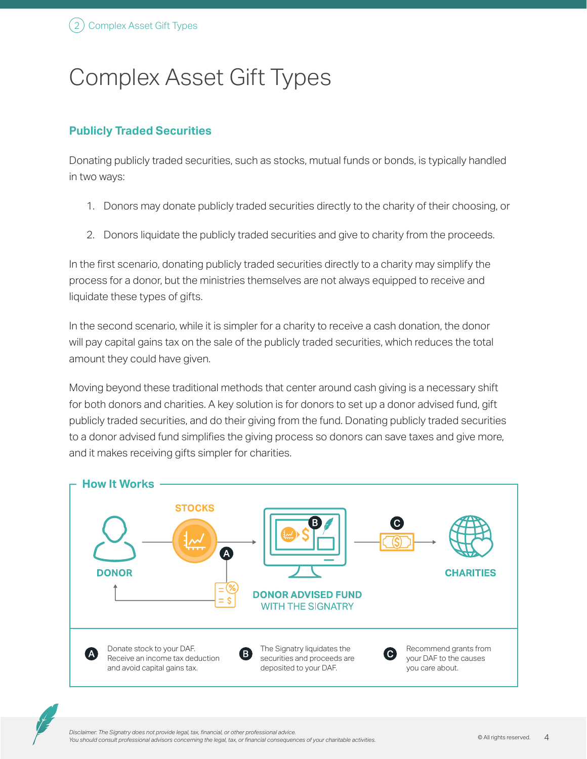# Complex Asset Gift Types

### Publicly Traded Securities

Donating publicly traded securities, such as stocks, mutual funds or bonds, is typically handled in two ways:

1. Donors may donate publicly traded securities directly to the charity of their choosing, or
2. Donors liquidate the publicly traded securities and give to charity from the proceeds.

In the first scenario, donating publicly traded securities directly to a charity may simplify the process for a donor, but the ministries themselves are not always equipped to receive and liquidate these types of gifts.

In the second scenario, while it is simpler for a charity to receive a cash donation, the donor will pay capital gains tax on the sale of the publicly traded securities, which reduces the total amount they could have given.

Moving beyond these traditional methods that center around cash giving is a necessary shift for both donors and charities. A key solution is for donors to set up a donor advised fund, gift publicly traded securities, and do their giving from the fund. Donating publicly traded securities to a donor advised fund simplifies the giving process so donors can save taxes and give more, and it makes receiving gifts simpler for charities.

#### How It Works

DONOR → STOCKS (A) → DONOR ADVISED FUND WITH THE SIGNATRY (B) → (C) → CHARITIES

**A** Donate stock to your DAF. Receive an income tax deduction and avoid capital gains tax.

**B** The Signatry liquidates the securities and proceeds are deposited to your DAF.

**C** Recommend grants from your DAF to the causes you care about.

*Disclaimer: The Signatry does not provide legal, tax, financial, or other professional advice. You should consult professional advisors concerning the legal, tax, or financial consequences of your charitable activities.*

© All rights reserved.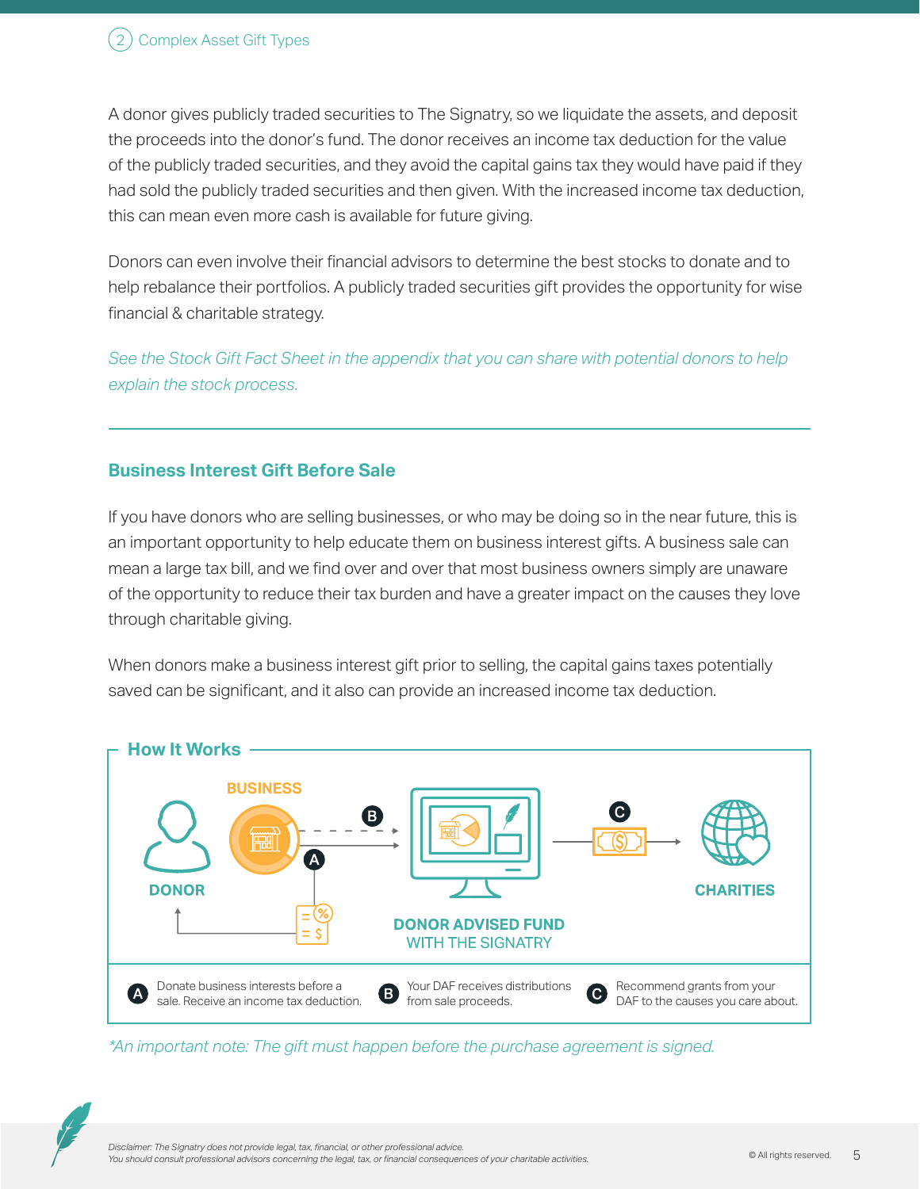A donor gives publicly traded securities to The Signatry, so we liquidate the assets, and deposit the proceeds into the donor's fund. The donor receives an income tax deduction for the value of the publicly traded securities, and they avoid the capital gains tax they would have paid if they had sold the publicly traded securities and then given. With the increased income tax deduction, this can mean even more cash is available for future giving.

Donors can even involve their financial advisors to determine the best stocks to donate and to help rebalance their portfolios. A publicly traded securities gift provides the opportunity for wise financial & charitable strategy.

*See the Stock Gift Fact Sheet in the appendix that you can share with potential donors to help explain the stock process.*

---

## Business Interest Gift Before Sale

If you have donors who are selling businesses, or who may be doing so in the near future, this is an important opportunity to help educate them on business interest gifts. A business sale can mean a large tax bill, and we find over and over that most business owners simply are unaware of the opportunity to reduce their tax burden and have a greater impact on the causes they love through charitable giving.

When donors make a business interest gift prior to selling, the capital gains taxes potentially saved can be significant, and it also can provide an increased income tax deduction.

### How It Works

DONOR — BUSINESS — DONOR ADVISED FUND WITH THE SIGNATRY — CHARITIES

- **A** Donate business interests before a sale. Receive an income tax deduction.
- **B** Your DAF receives distributions from sale proceeds.
- **C** Recommend grants from your DAF to the causes you care about.

*\*An important note: The gift must happen before the purchase agreement is signed.*

*Disclaimer: The Signatry does not provide legal, tax, financial, or other professional advice. You should consult professional advisors concerning the legal, tax, or financial consequences of your charitable activities.*

© All rights reserved.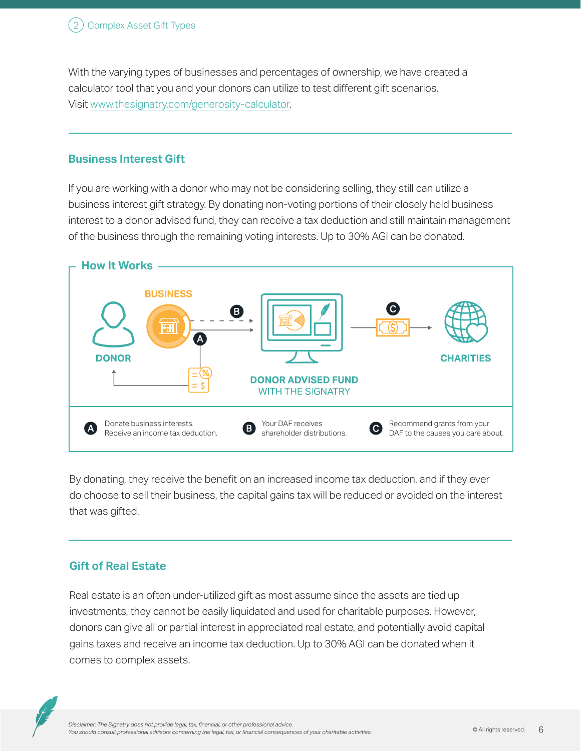With the varying types of businesses and percentages of ownership, we have created a calculator tool that you and your donors can utilize to test different gift scenarios. Visit www.thesignatry.com/generosity-calculator.

## Business Interest Gift

If you are working with a donor who may not be considering selling, they still can utilize a business interest gift strategy. By donating non-voting portions of their closely held business interest to a donor advised fund, they can receive a tax deduction and still maintain management of the business through the remaining voting interests. Up to 30% AGI can be donated.

### How It Works

BUSINESS

DONOR

DONOR ADVISED FUND WITH THE SIGNATRY

CHARITIES

**A** Donate business interests. Receive an income tax deduction.

**B** Your DAF receives shareholder distributions.

**C** Recommend grants from your DAF to the causes you care about.

By donating, they receive the benefit on an increased income tax deduction, and if they ever do choose to sell their business, the capital gains tax will be reduced or avoided on the interest that was gifted.

## Gift of Real Estate

Real estate is an often under-utilized gift as most assume since the assets are tied up investments, they cannot be easily liquidated and used for charitable purposes. However, donors can give all or partial interest in appreciated real estate, and potentially avoid capital gains taxes and receive an income tax deduction. Up to 30% AGI can be donated when it comes to complex assets.

*Disclaimer: The Signatry does not provide legal, tax, financial, or other professional advice. You should consult professional advisors concerning the legal, tax, or financial consequences of your charitable activities.*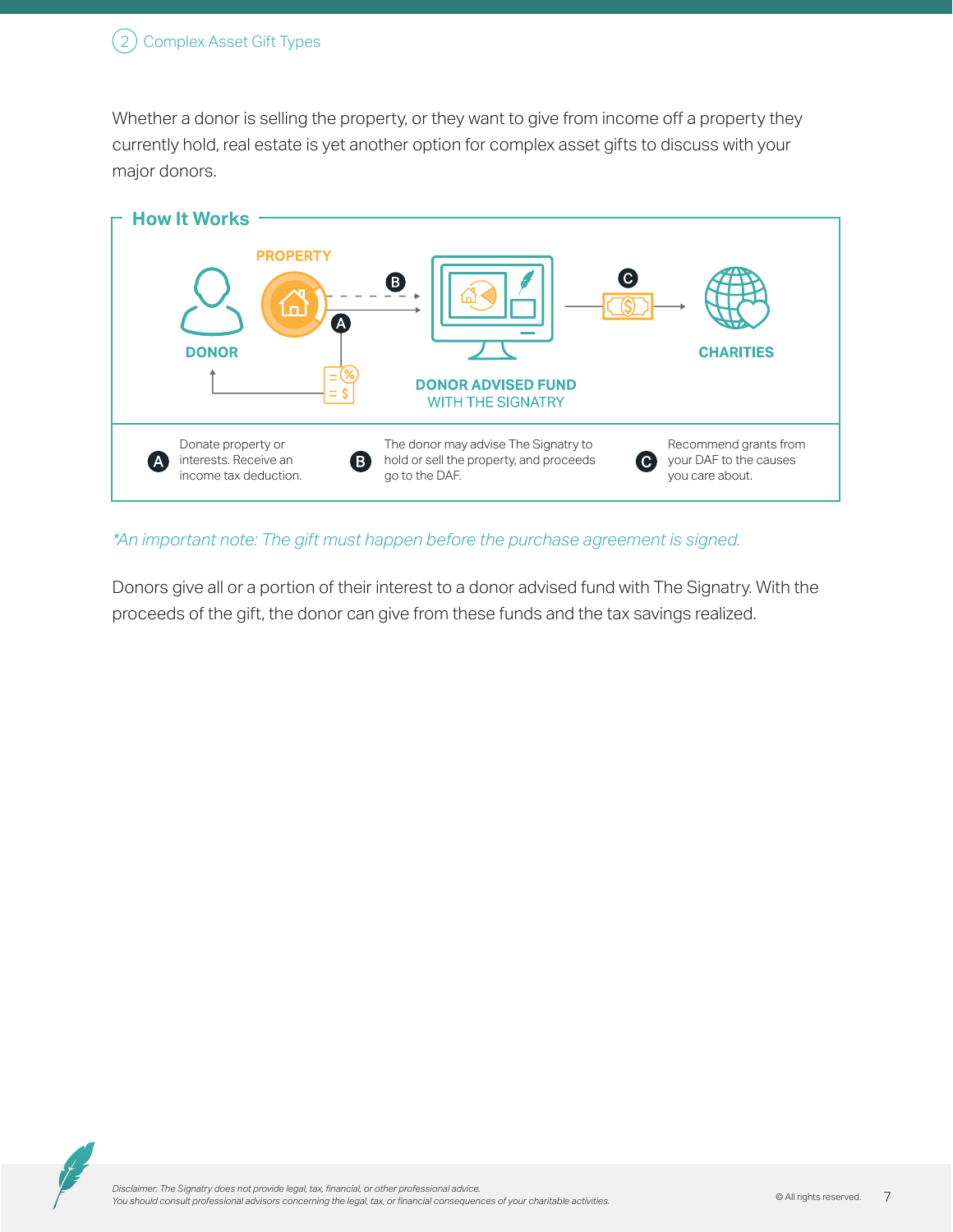Whether a donor is selling the property, or they want to give from income off a property they currently hold, real estate is yet another option for complex asset gifts to discuss with your major donors.

## How It Works

PROPERTY

DONOR

DONOR ADVISED FUND WITH THE SIGNATRY

CHARITIES

- **A** Donate property or interests. Receive an income tax deduction.
- **B** The donor may advise The Signatry to hold or sell the property, and proceeds go to the DAF.
- **C** Recommend grants from your DAF to the causes you care about.

*\*An important note: The gift must happen before the purchase agreement is signed.*

Donors give all or a portion of their interest to a donor advised fund with The Signatry. With the proceeds of the gift, the donor can give from these funds and the tax savings realized.

*Disclaimer: The Signatry does not provide legal, tax, financial, or other professional advice. You should consult professional advisors concerning the legal, tax, or financial consequences of your charitable activities.*

© All rights reserved.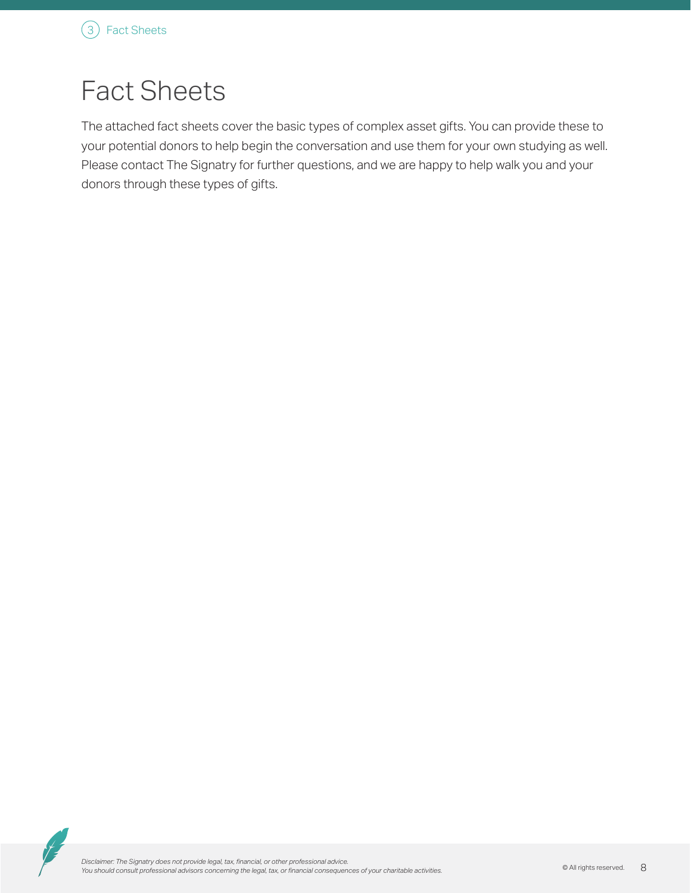# Fact Sheets

The attached fact sheets cover the basic types of complex asset gifts. You can provide these to your potential donors to help begin the conversation and use them for your own studying as well. Please contact The Signatry for further questions, and we are happy to help walk you and your donors through these types of gifts.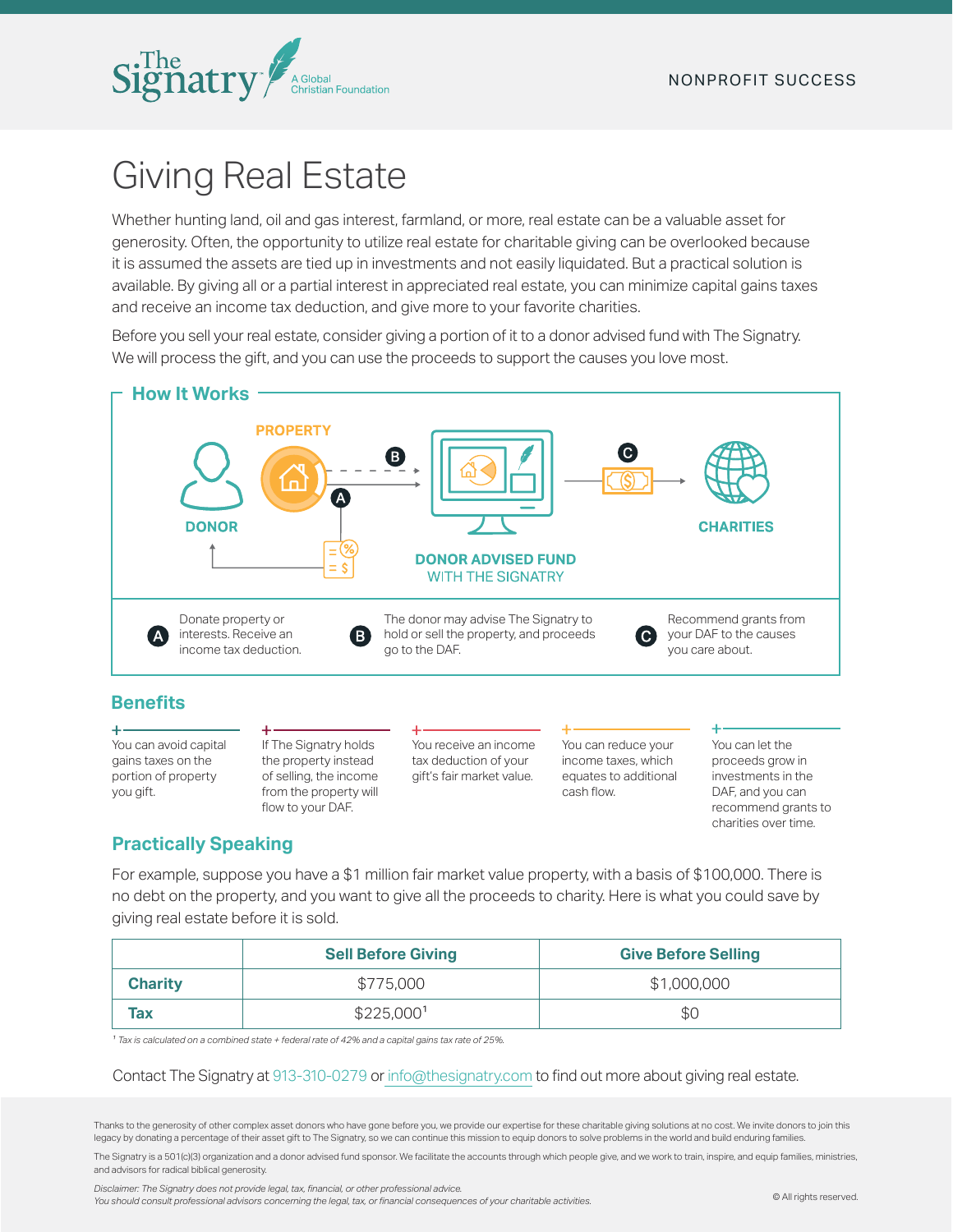The Signatry
A Global Christian Foundation

NONPROFIT SUCCESS

# Giving Real Estate

Whether hunting land, oil and gas interest, farmland, or more, real estate can be a valuable asset for generosity. Often, the opportunity to utilize real estate for charitable giving can be overlooked because it is assumed the assets are tied up in investments and not easily liquidated. But a practical solution is available. By giving all or a partial interest in appreciated real estate, you can minimize capital gains taxes and receive an income tax deduction, and give more to your favorite charities.

Before you sell your real estate, consider giving a portion of it to a donor advised fund with The Signatry. We will process the gift, and you can use the proceeds to support the causes you love most.

## How It Works

DONOR — PROPERTY — DONOR ADVISED FUND WITH THE SIGNATRY — CHARITIES

**A** Donate property or interests. Receive an income tax deduction.

**B** The donor may advise The Signatry to hold or sell the property, and proceeds go to the DAF.

**C** Recommend grants from your DAF to the causes you care about.

## Benefits

- You can avoid capital gains taxes on the portion of property you gift.
- If The Signatry holds the property instead of selling, the income from the property will flow to your DAF.
- You receive an income tax deduction of your gift's fair market value.
- You can reduce your income taxes, which equates to additional cash flow.
- You can let the proceeds grow in investments in the DAF, and you can recommend grants to charities over time.

## Practically Speaking

For example, suppose you have a $1 million fair market value property, with a basis of $100,000. There is no debt on the property, and you want to give all the proceeds to charity. Here is what you could save by giving real estate before it is sold.

| | Sell Before Giving | Give Before Selling |
|---|---|---|
| **Charity** | $775,000 | $1,000,000 |
| **Tax** | $225,000[1] | $0 |

[1] *Tax is calculated on a combined state + federal rate of 42% and a capital gains tax rate of 25%.*

Contact The Signatry at 913-310-0279 or info@thesignatry.com to find out more about giving real estate.

Thanks to the generosity of other complex asset donors who have gone before you, we provide our expertise for these charitable giving solutions at no cost. We invite donors to join this legacy by donating a percentage of their asset gift to The Signatry, so we can continue this mission to equip donors to solve problems in the world and build enduring families.

The Signatry is a 501(c)(3) organization and a donor advised fund sponsor. We facilitate the accounts through which people give, and we work to train, inspire, and equip families, ministries, and advisors for radical biblical generosity.

*Disclaimer: The Signatry does not provide legal, tax, financial, or other professional advice.*
*You should consult professional advisors concerning the legal, tax, or financial consequences of your charitable activities.*

© All rights reserved.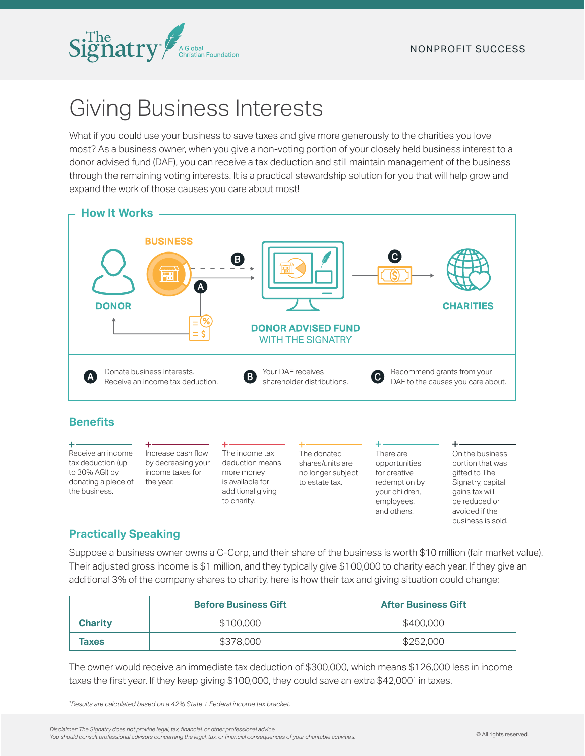NONPROFIT SUCCESS

# Giving Business Interests

What if you could use your business to save taxes and give more generously to the charities you love most? As a business owner, when you give a non-voting portion of your closely held business interest to a donor advised fund (DAF), you can receive a tax deduction and still maintain management of the business through the remaining voting interests. It is a practical stewardship solution for you that will help grow and expand the work of those causes you care about most!

## How It Works

DONOR — BUSINESS — DONOR ADVISED FUND WITH THE SIGNATRY — CHARITIES

**A** Donate business interests. Receive an income tax deduction.

**B** Your DAF receives shareholder distributions.

**C** Recommend grants from your DAF to the causes you care about.

## Benefits

- Receive an income tax deduction (up to 30% AGI) by donating a piece of the business.
- Increase cash flow by decreasing your income taxes for the year.
- The income tax deduction means more money is available for additional giving to charity.
- The donated shares/units are no longer subject to estate tax.
- There are opportunities for creative redemption by your children, employees, and others.
- On the business portion that was gifted to The Signatry, capital gains tax will be reduced or avoided if the business is sold.

## Practically Speaking

Suppose a business owner owns a C-Corp, and their share of the business is worth $10 million (fair market value). Their adjusted gross income is $1 million, and they typically give $100,000 to charity each year. If they give an additional 3% of the company shares to charity, here is how their tax and giving situation could change:

| | Before Business Gift | After Business Gift |
|---|---|---|
| **Charity** | $100,000 | $400,000 |
| **Taxes** | $378,000 | $252,000 |

The owner would receive an immediate tax deduction of $300,000, which means $126,000 less in income taxes the first year. If they keep giving $100,000, they could save an extra $42,000[1] in taxes.

*[1]Results are calculated based on a 42% State + Federal income tax bracket.*

*Disclaimer: The Signatry does not provide legal, tax, financial, or other professional advice. You should consult professional advisors concerning the legal, tax, or financial consequences of your charitable activities.*

© All rights reserved.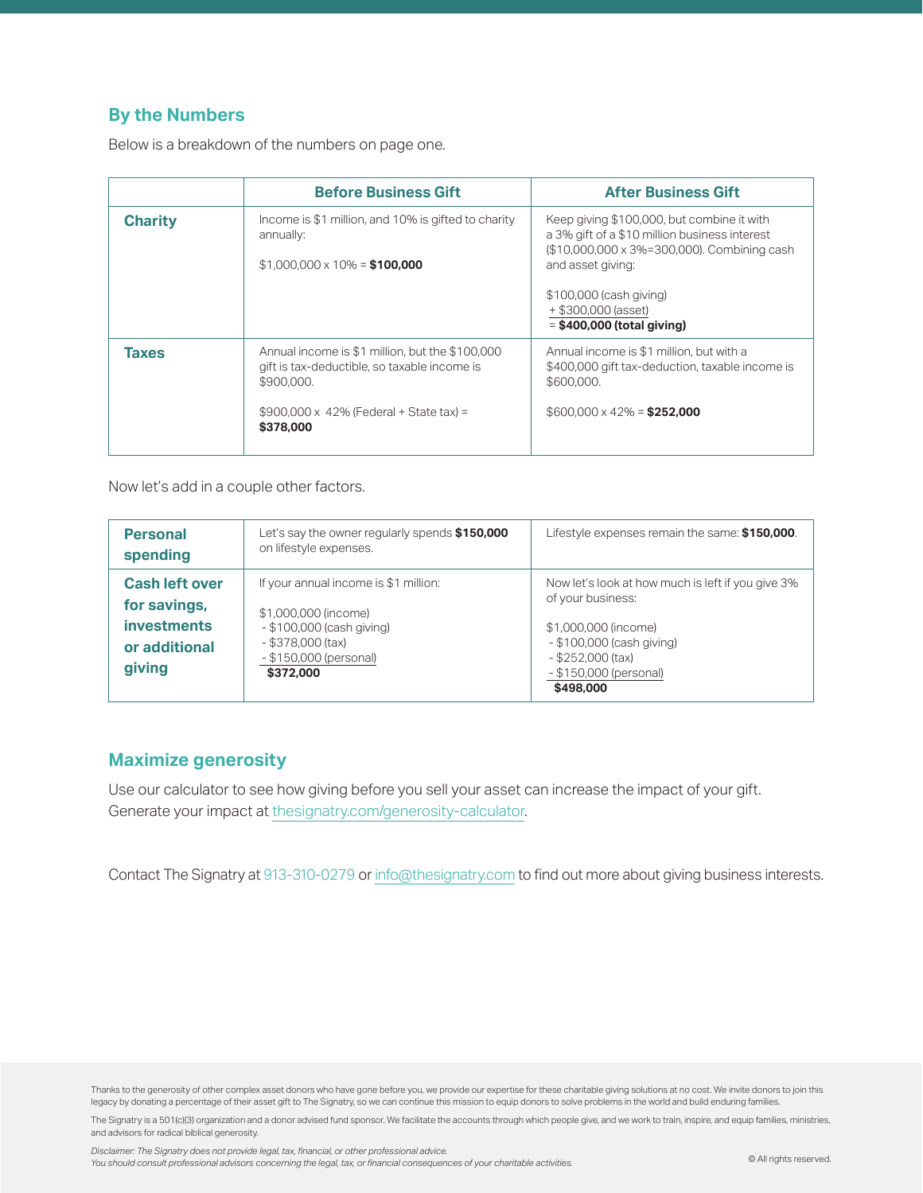## By the Numbers

Below is a breakdown of the numbers on page one.

| | Before Business Gift | After Business Gift |
|---|---|---|
| **Charity** | Income is $1 million, and 10% is gifted to charity annually:<br><br>$1,000,000 x 10% = **$100,000** | Keep giving $100,000, but combine it with a 3% gift of a $10 million business interest ($10,000,000 x 3%=300,000). Combining cash and asset giving:<br><br>$100,000 (cash giving)<br>+ $300,000 (asset)<br>= **$400,000 (total giving)** |
| **Taxes** | Annual income is $1 million, but the $100,000 gift is tax-deductible, so taxable income is $900,000.<br><br>$900,000 x 42% (Federal + State tax) = **$378,000** | Annual income is $1 million, but with a $400,000 gift tax-deduction, taxable income is $600,000.<br><br>$600,000 x 42% = **$252,000** |

Now let's add in a couple other factors.

| | | |
|---|---|---|
| **Personal spending** | Let's say the owner regularly spends **$150,000** on lifestyle expenses. | Lifestyle expenses remain the same: **$150,000**. |
| **Cash left over for savings, investments or additional giving** | If your annual income is $1 million:<br><br>$1,000,000 (income)<br>- $100,000 (cash giving)<br>- $378,000 (tax)<br>- $150,000 (personal)<br>**$372,000** | Now let's look at how much is left if you give 3% of your business:<br><br>$1,000,000 (income)<br>- $100,000 (cash giving)<br>- $252,000 (tax)<br>- $150,000 (personal)<br>**$498,000** |

## Maximize generosity

Use our calculator to see how giving before you sell your asset can increase the impact of your gift. Generate your impact at thesignatry.com/generosity-calculator.

Contact The Signatry at 913-310-0279 or info@thesignatry.com to find out more about giving business interests.

Thanks to the generosity of other complex asset donors who have gone before you, we provide our expertise for these charitable giving solutions at no cost. We invite donors to join this legacy by donating a percentage of their asset gift to The Signatry, so we can continue this mission to equip donors to solve problems in the world and build enduring families.

The Signatry is a 501(c)(3) organization and a donor advised fund sponsor. We facilitate the accounts through which people give, and we work to train, inspire, and equip families, ministries, and advisors for radical biblical generosity.

*Disclaimer: The Signatry does not provide legal, tax, financial, or other professional advice.*
*You should consult professional advisors concerning the legal, tax, or financial consequences of your charitable activities.*

© All rights reserved.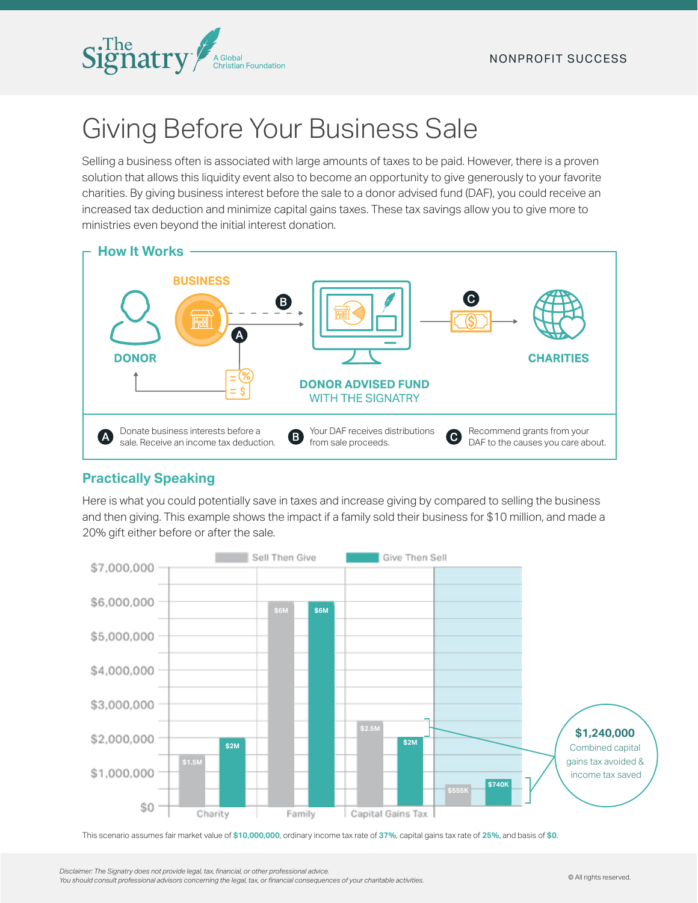# Giving Before Your Business Sale

Selling a business often is associated with large amounts of taxes to be paid. However, there is a proven solution that allows this liquidity event also to become an opportunity to give generously to your favorite charities. By giving business interest before the sale to a donor advised fund (DAF), you could receive an increased tax deduction and minimize capital gains taxes. These tax savings allow you to give more to ministries even beyond the initial interest donation.

## How It Works

DONOR — BUSINESS — DONOR ADVISED FUND WITH THE SIGNATRY — CHARITIES

- **A** Donate business interests before a sale. Receive an income tax deduction.
- **B** Your DAF receives distributions from sale proceeds.
- **C** Recommend grants from your DAF to the causes you care about.

## Practically Speaking

Here is what you could potentially save in taxes and increase giving by compared to selling the business and then giving. This example shows the impact if a family sold their business for $10 million, and made a 20% gift either before or after the sale.

| | Sell Then Give | Give Then Sell |
|---|---|---|
| Charity | $1.5M | $2M |
| Family | $6M | $6M |
| Capital Gains Tax | $2.5M | $2M |
| Income tax saved | $555K | $740K |

**$1,240,000** Combined capital gains tax avoided & income tax saved

This scenario assumes fair market value of **$10,000,000**, ordinary income tax rate of **37%**, capital gains tax rate of **25%**, and basis of **$0**.

*Disclaimer: The Signatry does not provide legal, tax, financial, or other professional advice.*
*You should consult professional advisors concerning the legal, tax, or financial consequences of your charitable activities.*

© All rights reserved.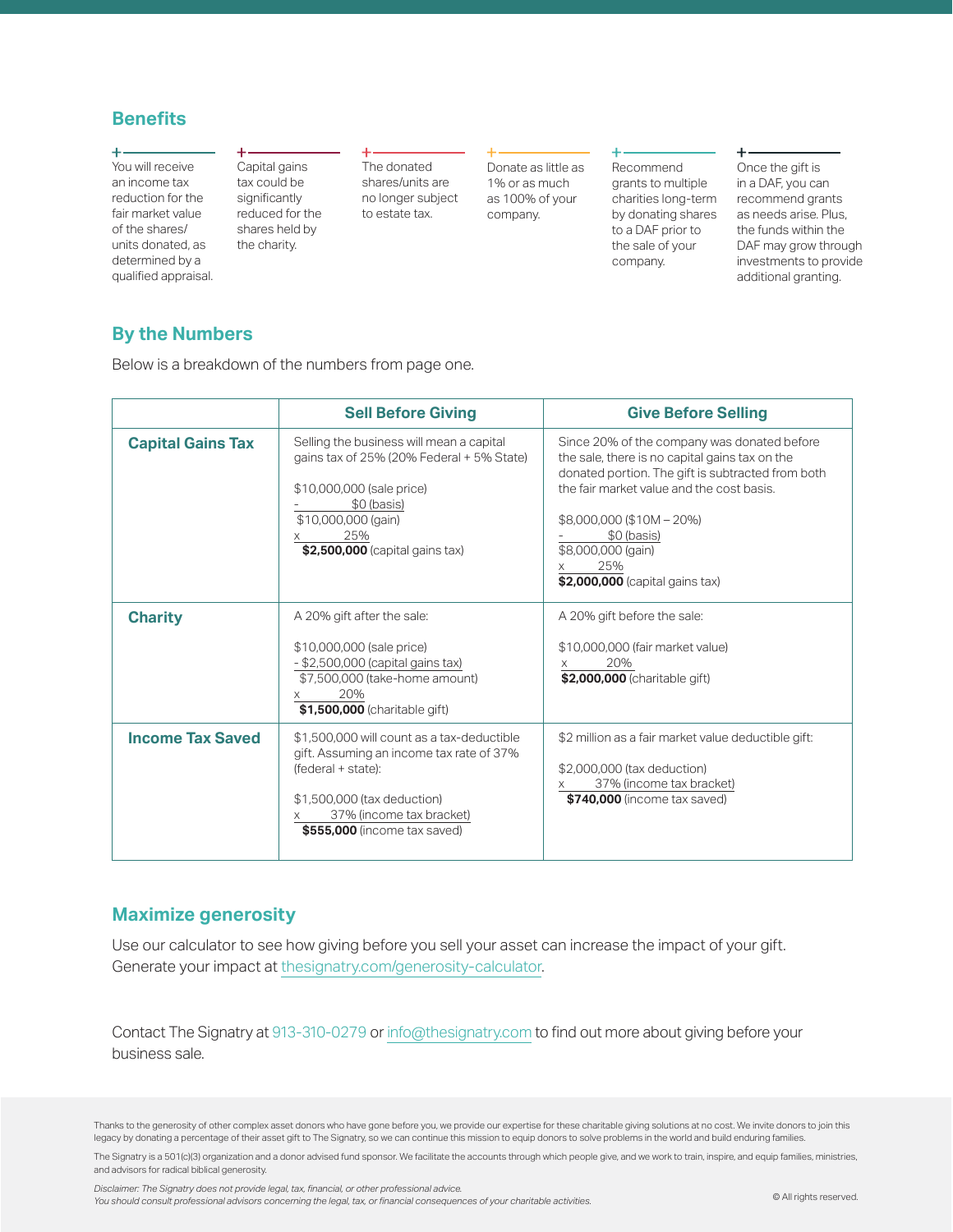## Benefits

- You will receive an income tax reduction for the fair market value of the shares/units donated, as determined by a qualified appraisal.
- Capital gains tax could be significantly reduced for the shares held by the charity.
- The donated shares/units are no longer subject to estate tax.
- Donate as little as 1% or as much as 100% of your company.
- Recommend grants to multiple charities long-term by donating shares to a DAF prior to the sale of your company.
- Once the gift is in a DAF, you can recommend grants as needs arise. Plus, the funds within the DAF may grow through investments to provide additional granting.

## By the Numbers

Below is a breakdown of the numbers from page one.

| | Sell Before Giving | Give Before Selling |
|---|---|---|
| **Capital Gains Tax** | Selling the business will mean a capital gains tax of 25% (20% Federal + 5% State)<br><br>$10,000,000 (sale price)<br>- $0 (basis)<br>$10,000,000 (gain)<br>x 25%<br>**$2,500,000** (capital gains tax) | Since 20% of the company was donated before the sale, there is no capital gains tax on the donated portion. The gift is subtracted from both the fair market value and the cost basis.<br><br>$8,000,000 ($10M – 20%)<br>- $0 (basis)<br>$8,000,000 (gain)<br>x 25%<br>**$2,000,000** (capital gains tax) |
| **Charity** | A 20% gift after the sale:<br><br>$10,000,000 (sale price)<br>- $2,500,000 (capital gains tax)<br>$7,500,000 (take-home amount)<br>x 20%<br>**$1,500,000** (charitable gift) | A 20% gift before the sale:<br><br>$10,000,000 (fair market value)<br>x 20%<br>**$2,000,000** (charitable gift) |
| **Income Tax Saved** | $1,500,000 will count as a tax-deductible gift. Assuming an income tax rate of 37% (federal + state):<br><br>$1,500,000 (tax deduction)<br>x 37% (income tax bracket)<br>**$555,000** (income tax saved) | $2 million as a fair market value deductible gift:<br><br>$2,000,000 (tax deduction)<br>x 37% (income tax bracket)<br>**$740,000** (income tax saved) |

## Maximize generosity

Use our calculator to see how giving before you sell your asset can increase the impact of your gift. Generate your impact at thesignatry.com/generosity-calculator.

Contact The Signatry at 913-310-0279 or info@thesignatry.com to find out more about giving before your business sale.

Thanks to the generosity of other complex asset donors who have gone before you, we provide our expertise for these charitable giving solutions at no cost. We invite donors to join this legacy by donating a percentage of their asset gift to The Signatry, so we can continue this mission to equip donors to solve problems in the world and build enduring families.

The Signatry is a 501(c)(3) organization and a donor advised fund sponsor. We facilitate the accounts through which people give, and we work to train, inspire, and equip families, ministries, and advisors for radical biblical generosity.

*Disclaimer: The Signatry does not provide legal, tax, financial, or other professional advice.*
*You should consult professional advisors concerning the legal, tax, or financial consequences of your charitable activities.*

© All rights reserved.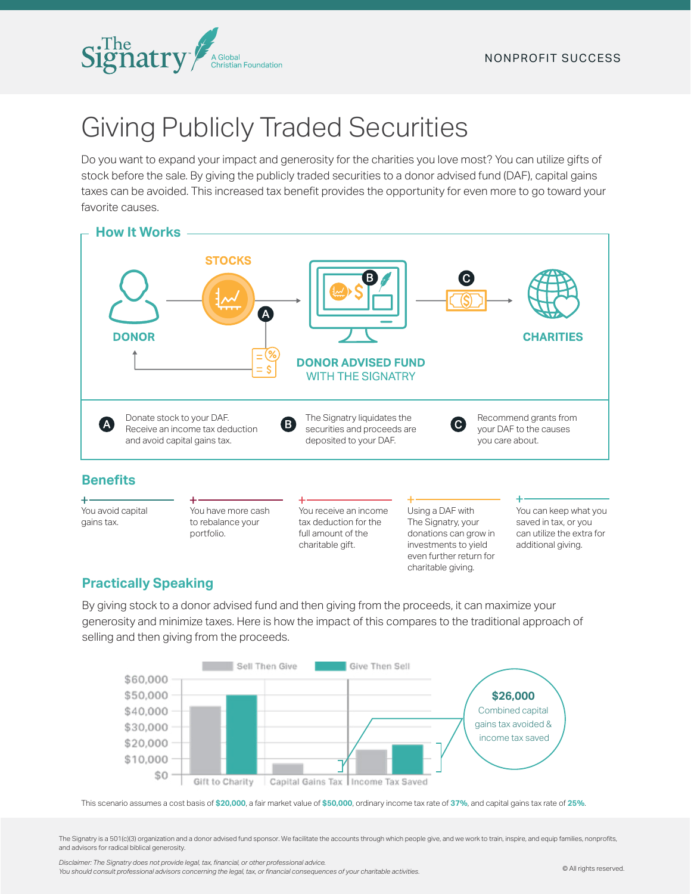The Signatry — A Global Christian Foundation

NONPROFIT SUCCESS

# Giving Publicly Traded Securities

Do you want to expand your impact and generosity for the charities you love most? You can utilize gifts of stock before the sale. By giving the publicly traded securities to a donor advised fund (DAF), capital gains taxes can be avoided. This increased tax benefit provides the opportunity for even more to go toward your favorite causes.

## How It Works

DONOR

STOCKS

DONOR ADVISED FUND WITH THE SIGNATRY

CHARITIES

**A** Donate stock to your DAF. Receive an income tax deduction and avoid capital gains tax.

**B** The Signatry liquidates the securities and proceeds are deposited to your DAF.

**C** Recommend grants from your DAF to the causes you care about.

## Benefits

- You avoid capital gains tax.
- You have more cash to rebalance your portfolio.
- You receive an income tax deduction for the full amount of the charitable gift.
- Using a DAF with The Signatry, your donations can grow in investments to yield even further return for charitable giving.
- You can keep what you saved in tax, or you can utilize the extra for additional giving.

## Practically Speaking

By giving stock to a donor advised fund and then giving from the proceeds, it can maximize your generosity and minimize taxes. Here is how the impact of this compares to the traditional approach of selling and then giving from the proceeds.

Sell Then Give
Give Then Sell

$60,000
$50,000
$40,000
$30,000
$20,000
$10,000
$0

Gift to Charity
Capital Gains Tax
Income Tax Saved

**$26,000**
Combined capital gains tax avoided & income tax saved

This scenario assumes a cost basis of **$20,000**, a fair market value of **$50,000**, ordinary income tax rate of **37%**, and capital gains tax rate of **25%**.

The Signatry is a 501(c)(3) organization and a donor advised fund sponsor. We facilitate the accounts through which people give, and we work to train, inspire, and equip families, nonprofits, and advisors for radical biblical generosity.

*Disclaimer: The Signatry does not provide legal, tax, financial, or other professional advice.*
*You should consult professional advisors concerning the legal, tax, or financial consequences of your charitable activities.*

© All rights reserved.